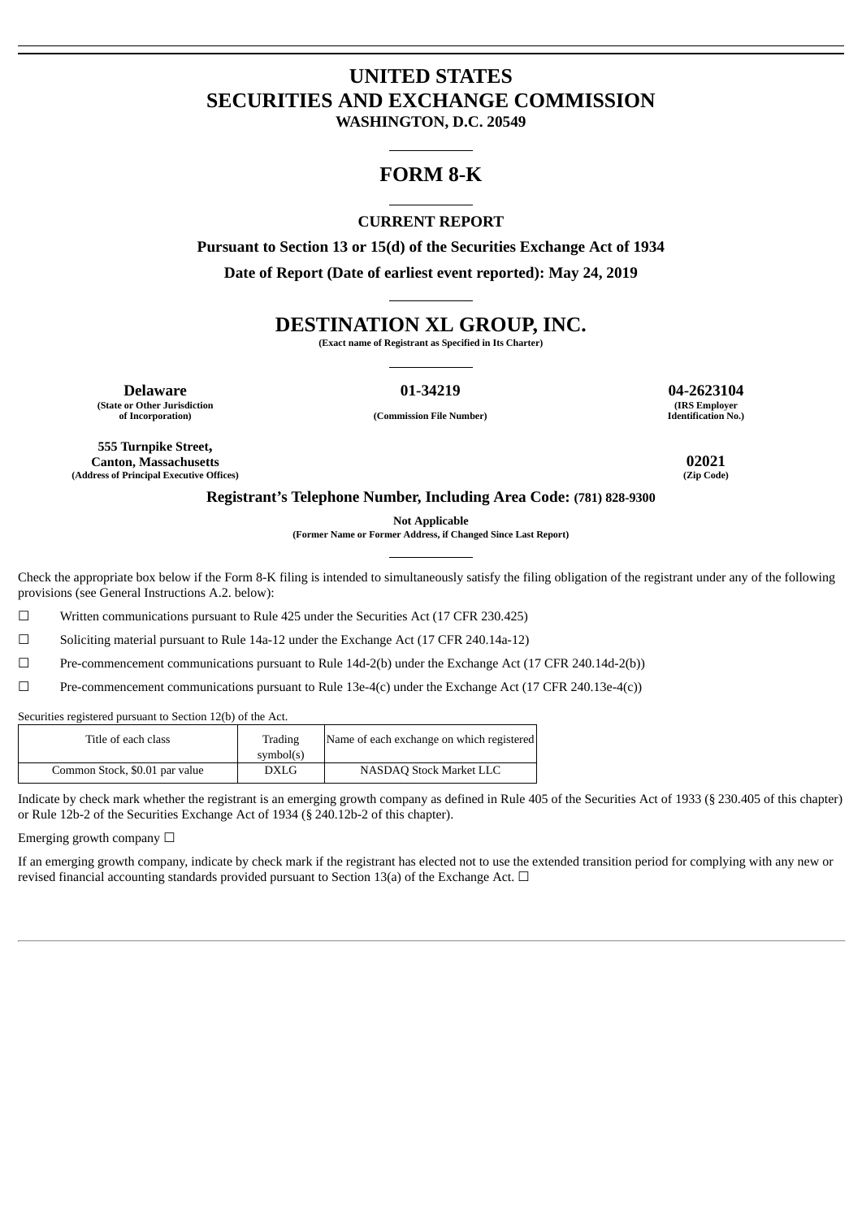# UNITED STATES
# SECURITIES AND EXCHANGE COMMISSION
**WASHINGTON, D.C. 20549**

---

## FORM 8-K

---

**CURRENT REPORT**

**Pursuant to Section 13 or 15(d) of the Securities Exchange Act of 1934**

**Date of Report (Date of earliest event reported): May 24, 2019**

---

## DESTINATION XL GROUP, INC.

**(Exact name of Registrant as Specified in Its Charter)**

---

| **Delaware** | **01-34219** | **04-2623104** |
|---|---|---|
| **(State or Other Jurisdiction of Incorporation)** | **(Commission File Number)** | **(IRS Employer Identification No.)** |

| **555 Turnpike Street, Canton, Massachusetts** | **02021** |
|---|---|
| **(Address of Principal Executive Offices)** | **(Zip Code)** |

**Registrant's Telephone Number, Including Area Code: (781) 828-9300**

**Not Applicable**
**(Former Name or Former Address, if Changed Since Last Report)**

---

Check the appropriate box below if the Form 8-K filing is intended to simultaneously satisfy the filing obligation of the registrant under any of the following provisions (see General Instructions A.2. below):

☐ Written communications pursuant to Rule 425 under the Securities Act (17 CFR 230.425)

☐ Soliciting material pursuant to Rule 14a-12 under the Exchange Act (17 CFR 240.14a-12)

☐ Pre-commencement communications pursuant to Rule 14d-2(b) under the Exchange Act (17 CFR 240.14d-2(b))

☐ Pre-commencement communications pursuant to Rule 13e-4(c) under the Exchange Act (17 CFR 240.13e-4(c))

Securities registered pursuant to Section 12(b) of the Act.

| Title of each class | Trading symbol(s) | Name of each exchange on which registered |
|---|---|---|
| Common Stock, $0.01 par value | DXLG | NASDAQ Stock Market LLC |

Indicate by check mark whether the registrant is an emerging growth company as defined in Rule 405 of the Securities Act of 1933 (§ 230.405 of this chapter) or Rule 12b-2 of the Securities Exchange Act of 1934 (§ 240.12b-2 of this chapter).

Emerging growth company ☐

If an emerging growth company, indicate by check mark if the registrant has elected not to use the extended transition period for complying with any new or revised financial accounting standards provided pursuant to Section 13(a) of the Exchange Act. ☐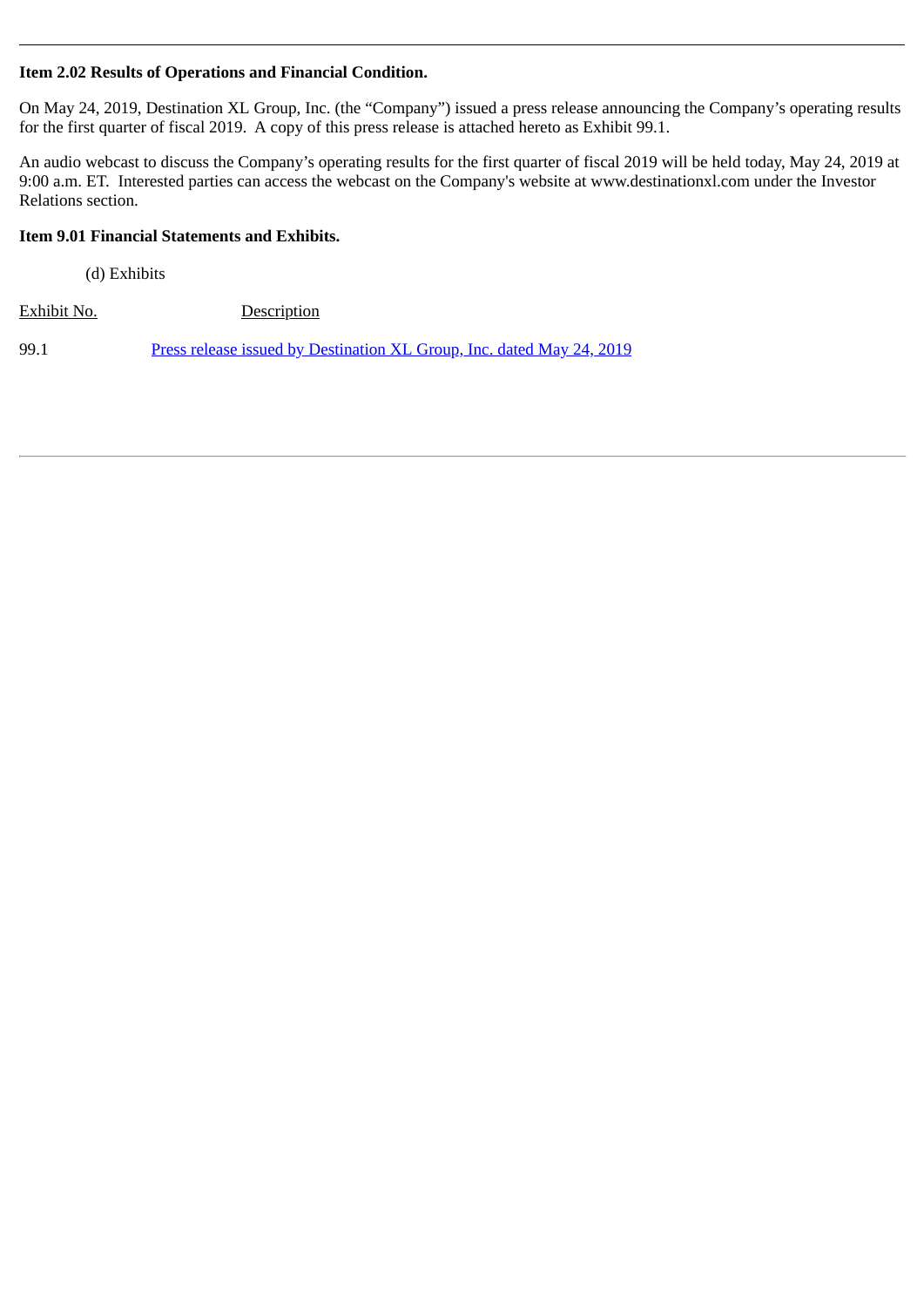**Item 2.02 Results of Operations and Financial Condition.**

On May 24, 2019, Destination XL Group, Inc. (the "Company") issued a press release announcing the Company's operating results for the first quarter of fiscal 2019. A copy of this press release is attached hereto as Exhibit 99.1.

An audio webcast to discuss the Company's operating results for the first quarter of fiscal 2019 will be held today, May 24, 2019 at 9:00 a.m. ET. Interested parties can access the webcast on the Company's website at www.destinationxl.com under the Investor Relations section.

**Item 9.01 Financial Statements and Exhibits.**

(d) Exhibits

| Exhibit No. | Description |
| --- | --- |
| 99.1 | Press release issued by Destination XL Group, Inc. dated May 24, 2019 |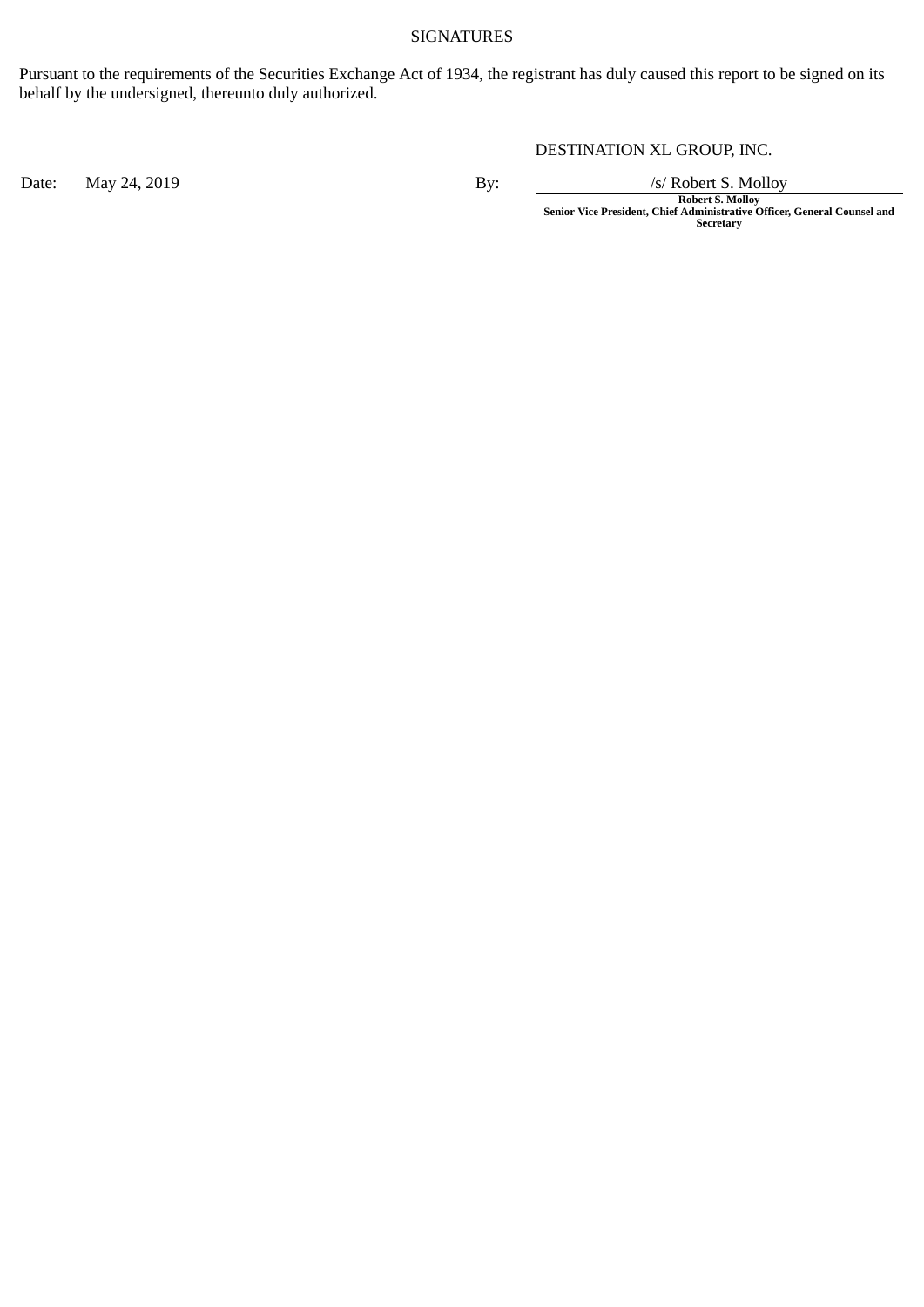SIGNATURES

Pursuant to the requirements of the Securities Exchange Act of 1934, the registrant has duly caused this report to be signed on its behalf by the undersigned, thereunto duly authorized.

DESTINATION XL GROUP, INC.

| | | | |
|---|---|---|---|
| Date: | May 24, 2019 | By: | /s/ Robert S. Molloy |
| | | | **Robert S. Molloy** |
| | | | **Senior Vice President, Chief Administrative Officer, General Counsel and Secretary** |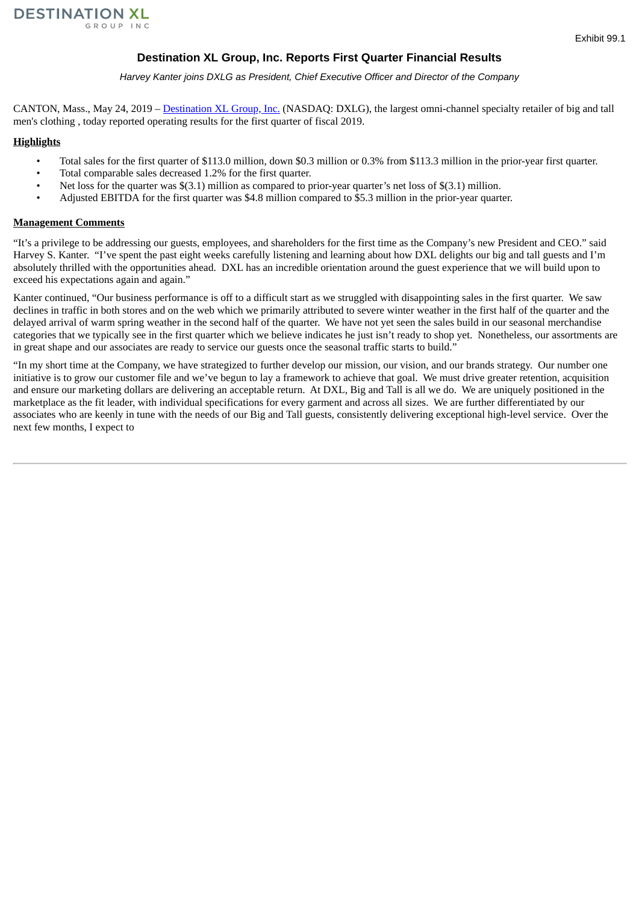DESTINATION XL
GROUP INC

Exhibit 99.1

## Destination XL Group, Inc. Reports First Quarter Financial Results

*Harvey Kanter joins DXLG as President, Chief Executive Officer and Director of the Company*

CANTON, Mass., May 24, 2019 – Destination XL Group, Inc. (NASDAQ: DXLG), the largest omni-channel specialty retailer of big and tall men's clothing , today reported operating results for the first quarter of fiscal 2019.

**Highlights**

- Total sales for the first quarter of $113.0 million, down $0.3 million or 0.3% from $113.3 million in the prior-year first quarter.
- Total comparable sales decreased 1.2% for the first quarter.
- Net loss for the quarter was $(3.1) million as compared to prior-year quarter's net loss of $(3.1) million.
- Adjusted EBITDA for the first quarter was $4.8 million compared to $5.3 million in the prior-year quarter.

**Management Comments**

"It's a privilege to be addressing our guests, employees, and shareholders for the first time as the Company's new President and CEO." said Harvey S. Kanter. "I've spent the past eight weeks carefully listening and learning about how DXL delights our big and tall guests and I'm absolutely thrilled with the opportunities ahead. DXL has an incredible orientation around the guest experience that we will build upon to exceed his expectations again and again."

Kanter continued, "Our business performance is off to a difficult start as we struggled with disappointing sales in the first quarter. We saw declines in traffic in both stores and on the web which we primarily attributed to severe winter weather in the first half of the quarter and the delayed arrival of warm spring weather in the second half of the quarter. We have not yet seen the sales build in our seasonal merchandise categories that we typically see in the first quarter which we believe indicates he just isn't ready to shop yet. Nonetheless, our assortments are in great shape and our associates are ready to service our guests once the seasonal traffic starts to build."

"In my short time at the Company, we have strategized to further develop our mission, our vision, and our brands strategy. Our number one initiative is to grow our customer file and we've begun to lay a framework to achieve that goal. We must drive greater retention, acquisition and ensure our marketing dollars are delivering an acceptable return. At DXL, Big and Tall is all we do. We are uniquely positioned in the marketplace as the fit leader, with individual specifications for every garment and across all sizes. We are further differentiated by our associates who are keenly in tune with the needs of our Big and Tall guests, consistently delivering exceptional high-level service. Over the next few months, I expect to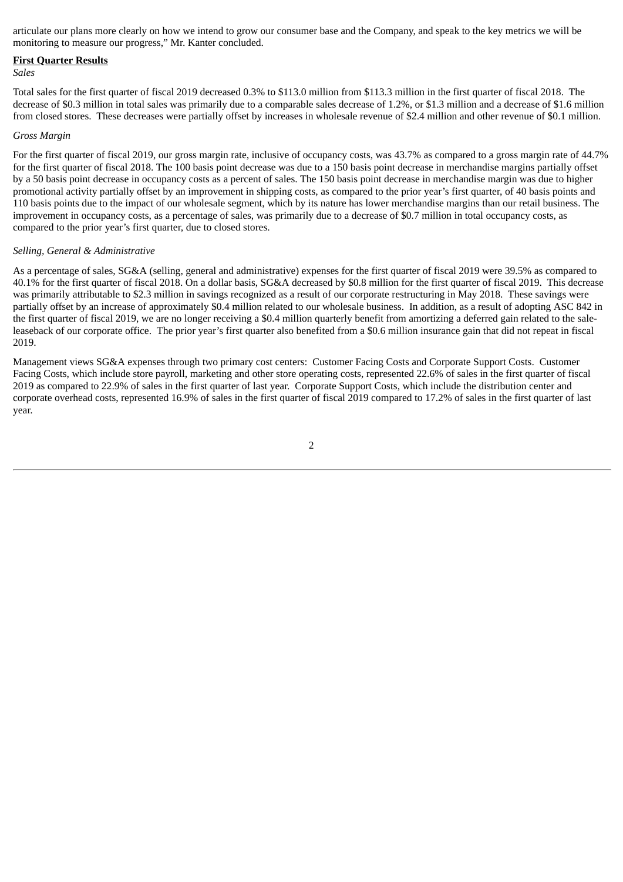articulate our plans more clearly on how we intend to grow our consumer base and the Company, and speak to the key metrics we will be monitoring to measure our progress," Mr. Kanter concluded.

**First Quarter Results**

*Sales*

Total sales for the first quarter of fiscal 2019 decreased 0.3% to $113.0 million from $113.3 million in the first quarter of fiscal 2018. The decrease of $0.3 million in total sales was primarily due to a comparable sales decrease of 1.2%, or $1.3 million and a decrease of $1.6 million from closed stores. These decreases were partially offset by increases in wholesale revenue of $2.4 million and other revenue of $0.1 million.

*Gross Margin*

For the first quarter of fiscal 2019, our gross margin rate, inclusive of occupancy costs, was 43.7% as compared to a gross margin rate of 44.7% for the first quarter of fiscal 2018. The 100 basis point decrease was due to a 150 basis point decrease in merchandise margins partially offset by a 50 basis point decrease in occupancy costs as a percent of sales. The 150 basis point decrease in merchandise margin was due to higher promotional activity partially offset by an improvement in shipping costs, as compared to the prior year's first quarter, of 40 basis points and 110 basis points due to the impact of our wholesale segment, which by its nature has lower merchandise margins than our retail business. The improvement in occupancy costs, as a percentage of sales, was primarily due to a decrease of $0.7 million in total occupancy costs, as compared to the prior year's first quarter, due to closed stores.

*Selling, General & Administrative*

As a percentage of sales, SG&A (selling, general and administrative) expenses for the first quarter of fiscal 2019 were 39.5% as compared to 40.1% for the first quarter of fiscal 2018. On a dollar basis, SG&A decreased by $0.8 million for the first quarter of fiscal 2019. This decrease was primarily attributable to $2.3 million in savings recognized as a result of our corporate restructuring in May 2018. These savings were partially offset by an increase of approximately $0.4 million related to our wholesale business. In addition, as a result of adopting ASC 842 in the first quarter of fiscal 2019, we are no longer receiving a $0.4 million quarterly benefit from amortizing a deferred gain related to the sale-leaseback of our corporate office. The prior year's first quarter also benefited from a $0.6 million insurance gain that did not repeat in fiscal 2019.

Management views SG&A expenses through two primary cost centers: Customer Facing Costs and Corporate Support Costs. Customer Facing Costs, which include store payroll, marketing and other store operating costs, represented 22.6% of sales in the first quarter of fiscal 2019 as compared to 22.9% of sales in the first quarter of last year. Corporate Support Costs, which include the distribution center and corporate overhead costs, represented 16.9% of sales in the first quarter of fiscal 2019 compared to 17.2% of sales in the first quarter of last year.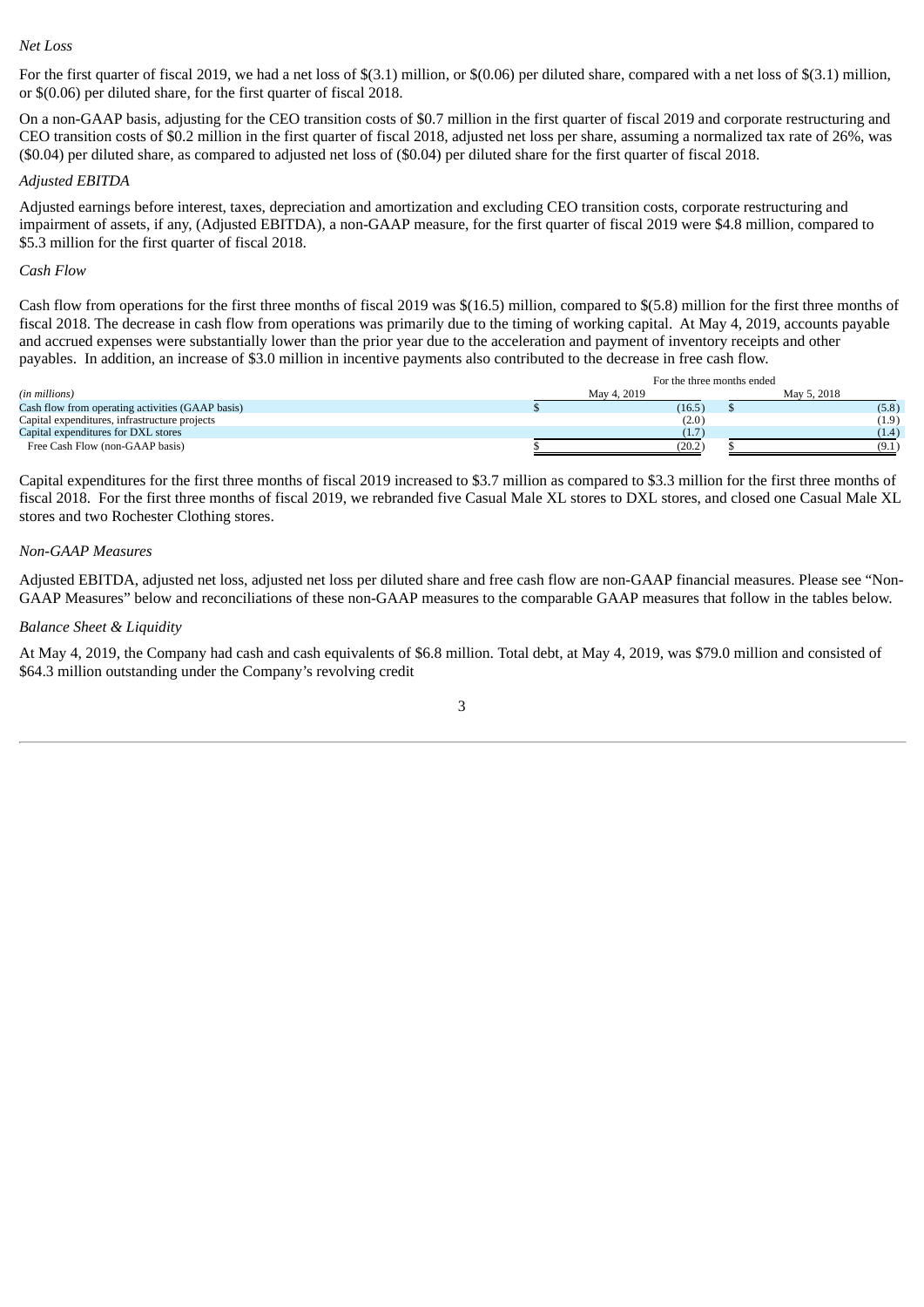*Net Loss*

For the first quarter of fiscal 2019, we had a net loss of $(3.1) million, or $(0.06) per diluted share, compared with a net loss of $(3.1) million, or $(0.06) per diluted share, for the first quarter of fiscal 2018.

On a non-GAAP basis, adjusting for the CEO transition costs of $0.7 million in the first quarter of fiscal 2019 and corporate restructuring and CEO transition costs of $0.2 million in the first quarter of fiscal 2018, adjusted net loss per share, assuming a normalized tax rate of 26%, was ($0.04) per diluted share, as compared to adjusted net loss of ($0.04) per diluted share for the first quarter of fiscal 2018.

*Adjusted EBITDA*

Adjusted earnings before interest, taxes, depreciation and amortization and excluding CEO transition costs, corporate restructuring and impairment of assets, if any, (Adjusted EBITDA), a non-GAAP measure, for the first quarter of fiscal 2019 were $4.8 million, compared to $5.3 million for the first quarter of fiscal 2018.

*Cash Flow*

Cash flow from operations for the first three months of fiscal 2019 was $(16.5) million, compared to $(5.8) million for the first three months of fiscal 2018. The decrease in cash flow from operations was primarily due to the timing of working capital. At May 4, 2019, accounts payable and accrued expenses were substantially lower than the prior year due to the acceleration and payment of inventory receipts and other payables. In addition, an increase of $3.0 million in incentive payments also contributed to the decrease in free cash flow.

| | For the three months ended | |
|---|---|---|
| *(in millions)* | May 4, 2019 | May 5, 2018 |
| Cash flow from operating activities (GAAP basis) | $ (16.5) | $ (5.8) |
| Capital expenditures, infrastructure projects | (2.0) | (1.9) |
| Capital expenditures for DXL stores | (1.7) | (1.4) |
| Free Cash Flow (non-GAAP basis) | $ (20.2) | $ (9.1) |

Capital expenditures for the first three months of fiscal 2019 increased to $3.7 million as compared to $3.3 million for the first three months of fiscal 2018. For the first three months of fiscal 2019, we rebranded five Casual Male XL stores to DXL stores, and closed one Casual Male XL stores and two Rochester Clothing stores.

*Non-GAAP Measures*

Adjusted EBITDA, adjusted net loss, adjusted net loss per diluted share and free cash flow are non-GAAP financial measures. Please see "Non-GAAP Measures" below and reconciliations of these non-GAAP measures to the comparable GAAP measures that follow in the tables below.

*Balance Sheet & Liquidity*

At May 4, 2019, the Company had cash and cash equivalents of $6.8 million. Total debt, at May 4, 2019, was $79.0 million and consisted of $64.3 million outstanding under the Company's revolving credit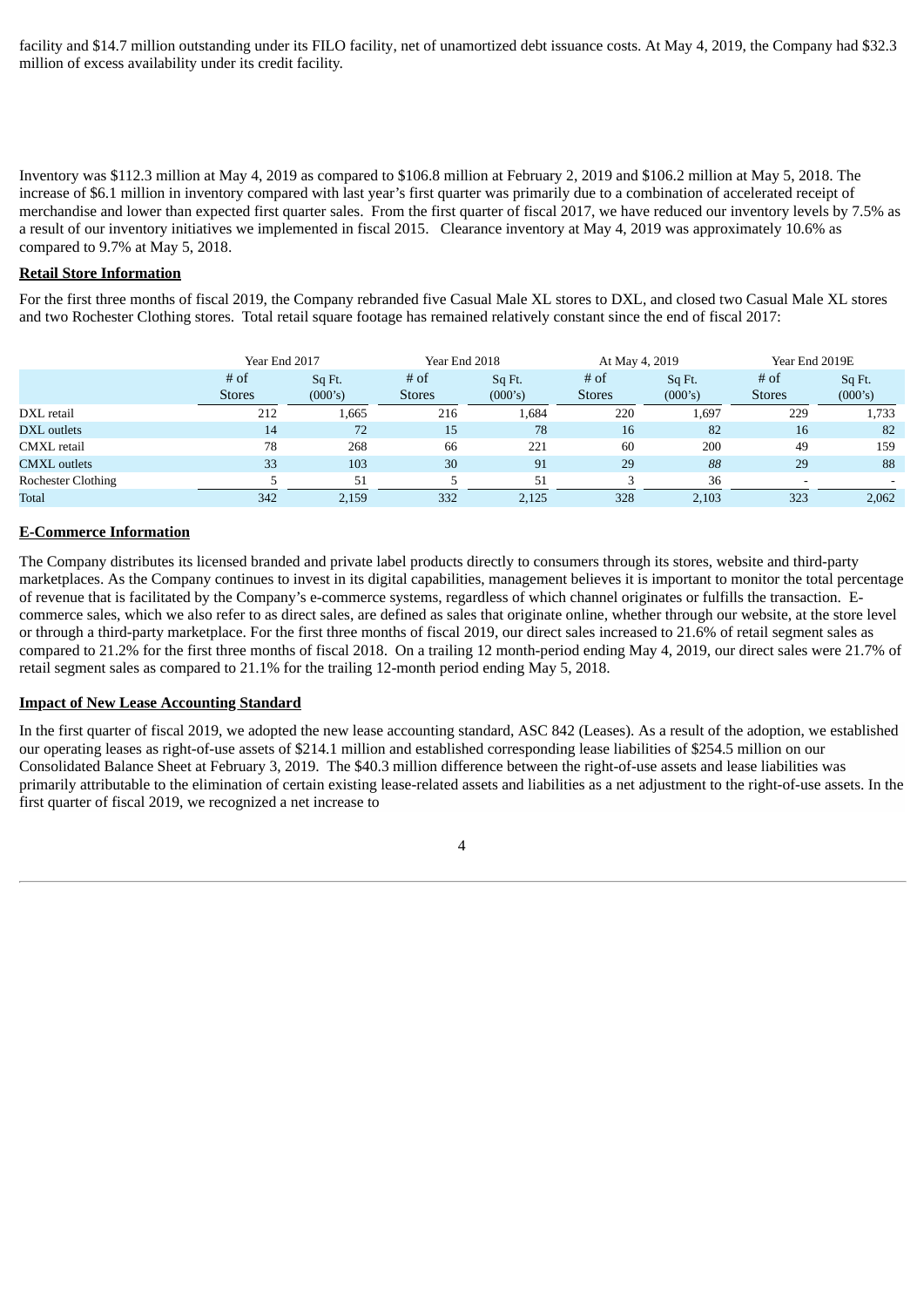facility and $14.7 million outstanding under its FILO facility, net of unamortized debt issuance costs. At May 4, 2019, the Company had $32.3 million of excess availability under its credit facility.

Inventory was $112.3 million at May 4, 2019 as compared to $106.8 million at February 2, 2019 and $106.2 million at May 5, 2018. The increase of $6.1 million in inventory compared with last year's first quarter was primarily due to a combination of accelerated receipt of merchandise and lower than expected first quarter sales. From the first quarter of fiscal 2017, we have reduced our inventory levels by 7.5% as a result of our inventory initiatives we implemented in fiscal 2015. Clearance inventory at May 4, 2019 was approximately 10.6% as compared to 9.7% at May 5, 2018.

**Retail Store Information**

For the first three months of fiscal 2019, the Company rebranded five Casual Male XL stores to DXL, and closed two Casual Male XL stores and two Rochester Clothing stores. Total retail square footage has remained relatively constant since the end of fiscal 2017:

| | Year End 2017 | | Year End 2018 | | At May 4, 2019 | | Year End 2019E | |
|---|---|---|---|---|---|---|---|---|
| | # of Stores | Sq Ft. (000's) | # of Stores | Sq Ft. (000's) | # of Stores | Sq Ft. (000's) | # of Stores | Sq Ft. (000's) |
| DXL retail | 212 | 1,665 | 216 | 1,684 | 220 | 1,697 | 229 | 1,733 |
| DXL outlets | 14 | 72 | 15 | 78 | 16 | 82 | 16 | 82 |
| CMXL retail | 78 | 268 | 66 | 221 | 60 | 200 | 49 | 159 |
| CMXL outlets | 33 | 103 | 30 | 91 | 29 | *88* | 29 | 88 |
| Rochester Clothing | 5 | 51 | 5 | 51 | 3 | 36 | - | - |
| Total | 342 | 2,159 | 332 | 2,125 | 328 | 2,103 | 323 | 2,062 |

**E-Commerce Information**

The Company distributes its licensed branded and private label products directly to consumers through its stores, website and third-party marketplaces. As the Company continues to invest in its digital capabilities, management believes it is important to monitor the total percentage of revenue that is facilitated by the Company's e-commerce systems, regardless of which channel originates or fulfills the transaction. E-commerce sales, which we also refer to as direct sales, are defined as sales that originate online, whether through our website, at the store level or through a third-party marketplace. For the first three months of fiscal 2019, our direct sales increased to 21.6% of retail segment sales as compared to 21.2% for the first three months of fiscal 2018. On a trailing 12 month-period ending May 4, 2019, our direct sales were 21.7% of retail segment sales as compared to 21.1% for the trailing 12-month period ending May 5, 2018.

**Impact of New Lease Accounting Standard**

In the first quarter of fiscal 2019, we adopted the new lease accounting standard, ASC 842 (Leases). As a result of the adoption, we established our operating leases as right-of-use assets of $214.1 million and established corresponding lease liabilities of $254.5 million on our Consolidated Balance Sheet at February 3, 2019. The $40.3 million difference between the right-of-use assets and lease liabilities was primarily attributable to the elimination of certain existing lease-related assets and liabilities as a net adjustment to the right-of-use assets. In the first quarter of fiscal 2019, we recognized a net increase to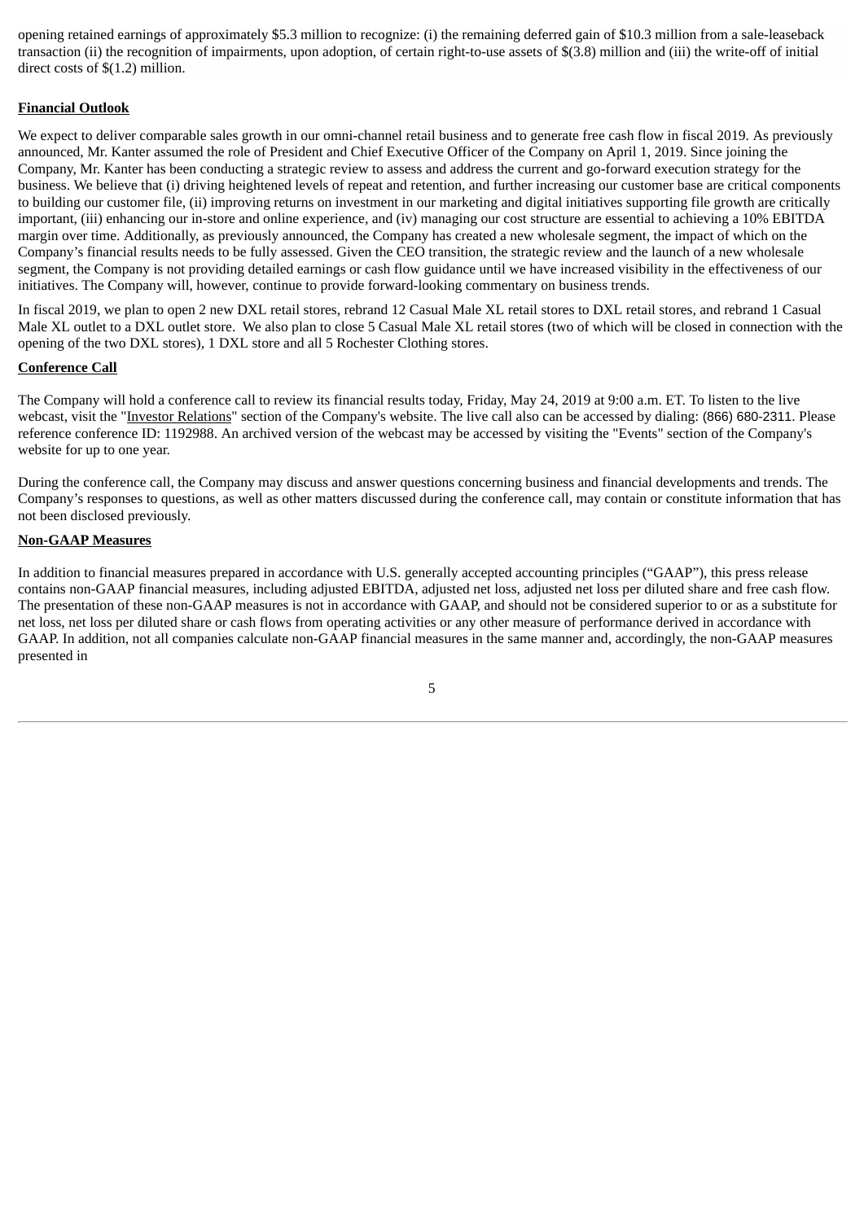opening retained earnings of approximately $5.3 million to recognize: (i) the remaining deferred gain of $10.3 million from a sale-leaseback transaction (ii) the recognition of impairments, upon adoption, of certain right-to-use assets of $(3.8) million and (iii) the write-off of initial direct costs of $(1.2) million.

**Financial Outlook**

We expect to deliver comparable sales growth in our omni-channel retail business and to generate free cash flow in fiscal 2019. As previously announced, Mr. Kanter assumed the role of President and Chief Executive Officer of the Company on April 1, 2019. Since joining the Company, Mr. Kanter has been conducting a strategic review to assess and address the current and go-forward execution strategy for the business. We believe that (i) driving heightened levels of repeat and retention, and further increasing our customer base are critical components to building our customer file, (ii) improving returns on investment in our marketing and digital initiatives supporting file growth are critically important, (iii) enhancing our in-store and online experience, and (iv) managing our cost structure are essential to achieving a 10% EBITDA margin over time. Additionally, as previously announced, the Company has created a new wholesale segment, the impact of which on the Company's financial results needs to be fully assessed. Given the CEO transition, the strategic review and the launch of a new wholesale segment, the Company is not providing detailed earnings or cash flow guidance until we have increased visibility in the effectiveness of our initiatives. The Company will, however, continue to provide forward-looking commentary on business trends.

In fiscal 2019, we plan to open 2 new DXL retail stores, rebrand 12 Casual Male XL retail stores to DXL retail stores, and rebrand 1 Casual Male XL outlet to a DXL outlet store. We also plan to close 5 Casual Male XL retail stores (two of which will be closed in connection with the opening of the two DXL stores), 1 DXL store and all 5 Rochester Clothing stores.

**Conference Call**

The Company will hold a conference call to review its financial results today, Friday, May 24, 2019 at 9:00 a.m. ET. To listen to the live webcast, visit the "Investor Relations" section of the Company's website. The live call also can be accessed by dialing: (866) 680-2311. Please reference conference ID: 1192988. An archived version of the webcast may be accessed by visiting the "Events" section of the Company's website for up to one year.

During the conference call, the Company may discuss and answer questions concerning business and financial developments and trends. The Company's responses to questions, as well as other matters discussed during the conference call, may contain or constitute information that has not been disclosed previously.

**Non-GAAP Measures**

In addition to financial measures prepared in accordance with U.S. generally accepted accounting principles ("GAAP"), this press release contains non-GAAP financial measures, including adjusted EBITDA, adjusted net loss, adjusted net loss per diluted share and free cash flow. The presentation of these non-GAAP measures is not in accordance with GAAP, and should not be considered superior to or as a substitute for net loss, net loss per diluted share or cash flows from operating activities or any other measure of performance derived in accordance with GAAP. In addition, not all companies calculate non-GAAP financial measures in the same manner and, accordingly, the non-GAAP measures presented in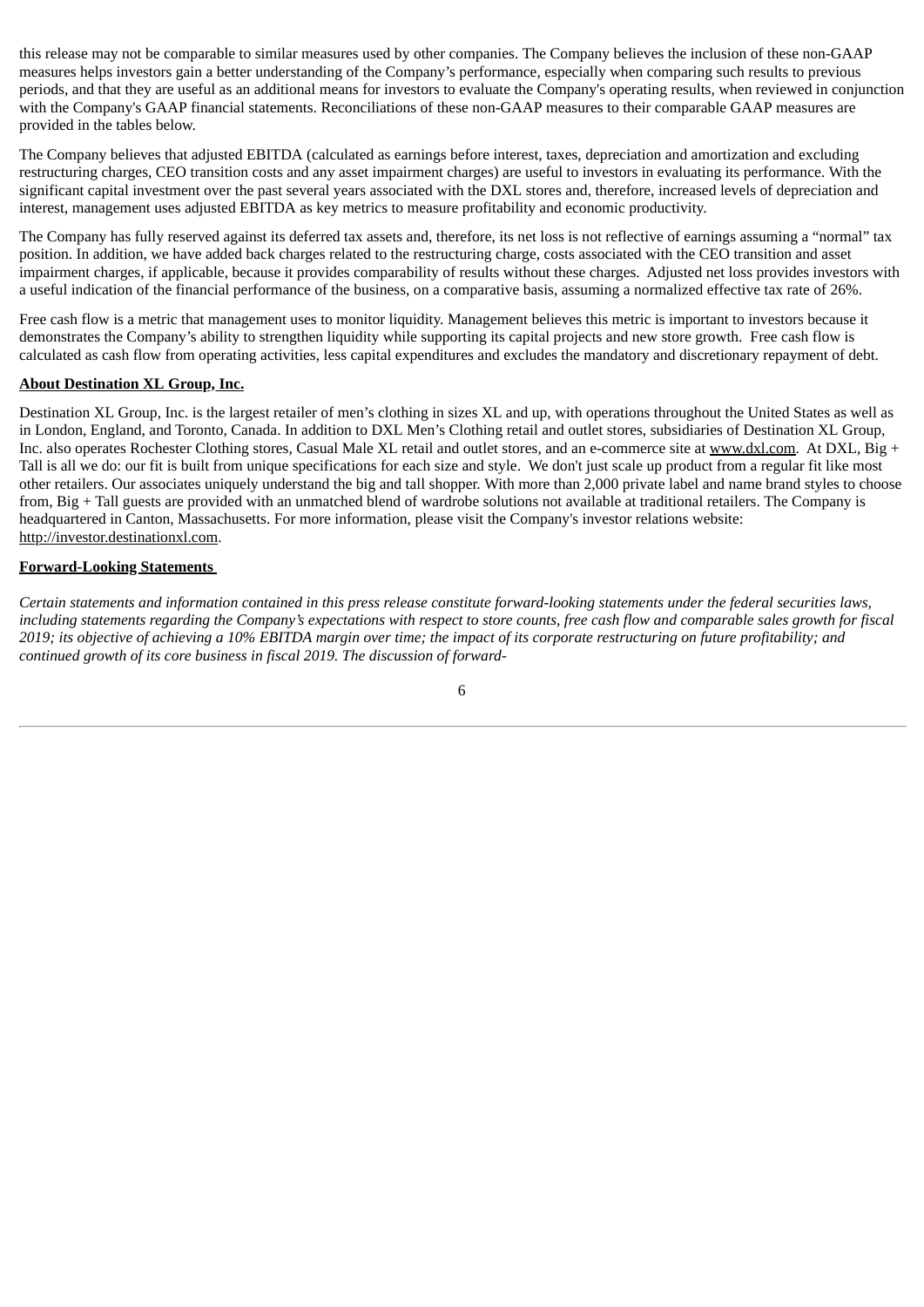this release may not be comparable to similar measures used by other companies. The Company believes the inclusion of these non-GAAP measures helps investors gain a better understanding of the Company's performance, especially when comparing such results to previous periods, and that they are useful as an additional means for investors to evaluate the Company's operating results, when reviewed in conjunction with the Company's GAAP financial statements. Reconciliations of these non-GAAP measures to their comparable GAAP measures are provided in the tables below.

The Company believes that adjusted EBITDA (calculated as earnings before interest, taxes, depreciation and amortization and excluding restructuring charges, CEO transition costs and any asset impairment charges) are useful to investors in evaluating its performance. With the significant capital investment over the past several years associated with the DXL stores and, therefore, increased levels of depreciation and interest, management uses adjusted EBITDA as key metrics to measure profitability and economic productivity.

The Company has fully reserved against its deferred tax assets and, therefore, its net loss is not reflective of earnings assuming a "normal" tax position. In addition, we have added back charges related to the restructuring charge, costs associated with the CEO transition and asset impairment charges, if applicable, because it provides comparability of results without these charges. Adjusted net loss provides investors with a useful indication of the financial performance of the business, on a comparative basis, assuming a normalized effective tax rate of 26%.

Free cash flow is a metric that management uses to monitor liquidity. Management believes this metric is important to investors because it demonstrates the Company's ability to strengthen liquidity while supporting its capital projects and new store growth. Free cash flow is calculated as cash flow from operating activities, less capital expenditures and excludes the mandatory and discretionary repayment of debt.

**About Destination XL Group, Inc.**

Destination XL Group, Inc. is the largest retailer of men's clothing in sizes XL and up, with operations throughout the United States as well as in London, England, and Toronto, Canada. In addition to DXL Men's Clothing retail and outlet stores, subsidiaries of Destination XL Group, Inc. also operates Rochester Clothing stores, Casual Male XL retail and outlet stores, and an e-commerce site at www.dxl.com. At DXL, Big + Tall is all we do: our fit is built from unique specifications for each size and style. We don't just scale up product from a regular fit like most other retailers. Our associates uniquely understand the big and tall shopper. With more than 2,000 private label and name brand styles to choose from, Big + Tall guests are provided with an unmatched blend of wardrobe solutions not available at traditional retailers. The Company is headquartered in Canton, Massachusetts. For more information, please visit the Company's investor relations website: http://investor.destinationxl.com.

**Forward-Looking Statements**

*Certain statements and information contained in this press release constitute forward-looking statements under the federal securities laws, including statements regarding the Company's expectations with respect to store counts, free cash flow and comparable sales growth for fiscal 2019; its objective of achieving a 10% EBITDA margin over time; the impact of its corporate restructuring on future profitability; and continued growth of its core business in fiscal 2019. The discussion of forward-*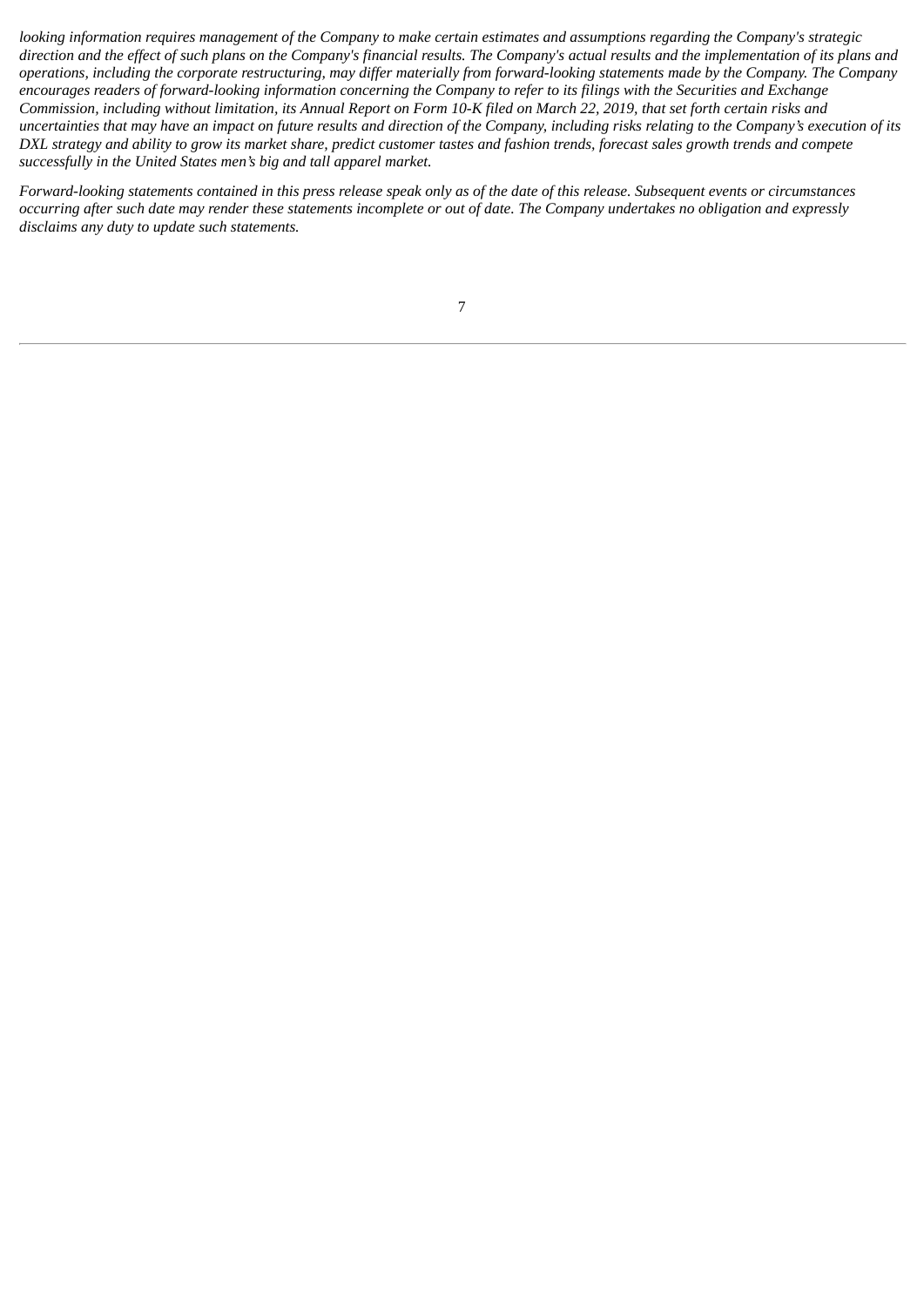*looking information requires management of the Company to make certain estimates and assumptions regarding the Company's strategic direction and the effect of such plans on the Company's financial results. The Company's actual results and the implementation of its plans and operations, including the corporate restructuring, may differ materially from forward-looking statements made by the Company. The Company encourages readers of forward-looking information concerning the Company to refer to its filings with the Securities and Exchange Commission, including without limitation, its Annual Report on Form 10-K filed on March 22, 2019, that set forth certain risks and uncertainties that may have an impact on future results and direction of the Company, including risks relating to the Company's execution of its DXL strategy and ability to grow its market share, predict customer tastes and fashion trends, forecast sales growth trends and compete successfully in the United States men's big and tall apparel market.*

*Forward-looking statements contained in this press release speak only as of the date of this release. Subsequent events or circumstances occurring after such date may render these statements incomplete or out of date. The Company undertakes no obligation and expressly disclaims any duty to update such statements.*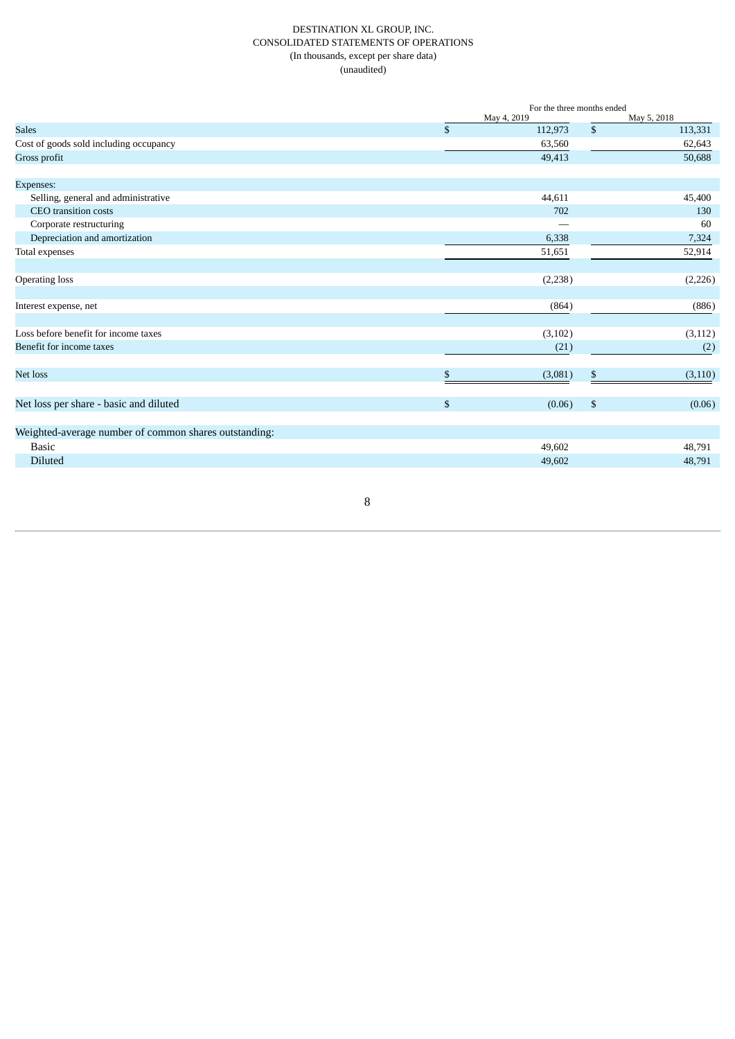DESTINATION XL GROUP, INC.
CONSOLIDATED STATEMENTS OF OPERATIONS
(In thousands, except per share data)
(unaudited)

| | For the three months ended | |
|---|---|---|
| | May 4, 2019 | May 5, 2018 |
| Sales | $ 112,973 | $ 113,331 |
| Cost of goods sold including occupancy | 63,560 | 62,643 |
| Gross profit | 49,413 | 50,688 |
| | | |
| Expenses: | | |
| Selling, general and administrative | 44,611 | 45,400 |
| CEO transition costs | 702 | 130 |
| Corporate restructuring | — | 60 |
| Depreciation and amortization | 6,338 | 7,324 |
| Total expenses | 51,651 | 52,914 |
| | | |
| Operating loss | (2,238) | (2,226) |
| | | |
| Interest expense, net | (864) | (886) |
| | | |
| Loss before benefit for income taxes | (3,102) | (3,112) |
| Benefit for income taxes | (21) | (2) |
| | | |
| Net loss | $ (3,081) | $ (3,110) |
| | | |
| Net loss per share - basic and diluted | $ (0.06) | $ (0.06) |
| | | |
| Weighted-average number of common shares outstanding: | | |
| Basic | 49,602 | 48,791 |
| Diluted | 49,602 | 48,791 |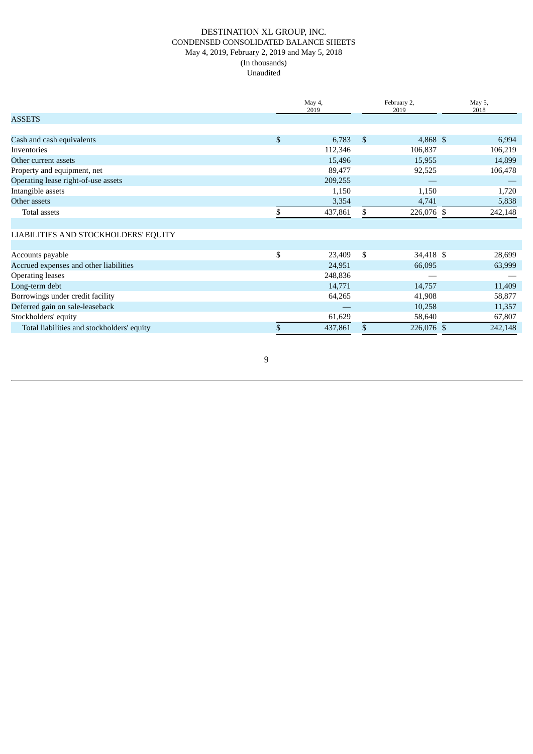# DESTINATION XL GROUP, INC.

## CONDENSED CONSOLIDATED BALANCE SHEETS

May 4, 2019, February 2, 2019 and May 5, 2018

(In thousands)

Unaudited

| | May 4, 2019 | February 2, 2019 | May 5, 2018 |
|---|---|---|---|
| **ASSETS** | | | |
| Cash and cash equivalents | $ 6,783 | $ 4,868 | $ 6,994 |
| Inventories | 112,346 | 106,837 | 106,219 |
| Other current assets | 15,496 | 15,955 | 14,899 |
| Property and equipment, net | 89,477 | 92,525 | 106,478 |
| Operating lease right-of-use assets | 209,255 | — | — |
| Intangible assets | 1,150 | 1,150 | 1,720 |
| Other assets | 3,354 | 4,741 | 5,838 |
| Total assets | $ 437,861 | $ 226,076 | $ 242,148 |
| **LIABILITIES AND STOCKHOLDERS' EQUITY** | | | |
| Accounts payable | $ 23,409 | $ 34,418 | $ 28,699 |
| Accrued expenses and other liabilities | 24,951 | 66,095 | 63,999 |
| Operating leases | 248,836 | — | — |
| Long-term debt | 14,771 | 14,757 | 11,409 |
| Borrowings under credit facility | 64,265 | 41,908 | 58,877 |
| Deferred gain on sale-leaseback | — | 10,258 | 11,357 |
| Stockholders' equity | 61,629 | 58,640 | 67,807 |
| Total liabilities and stockholders' equity | $ 437,861 | $ 226,076 | $ 242,148 |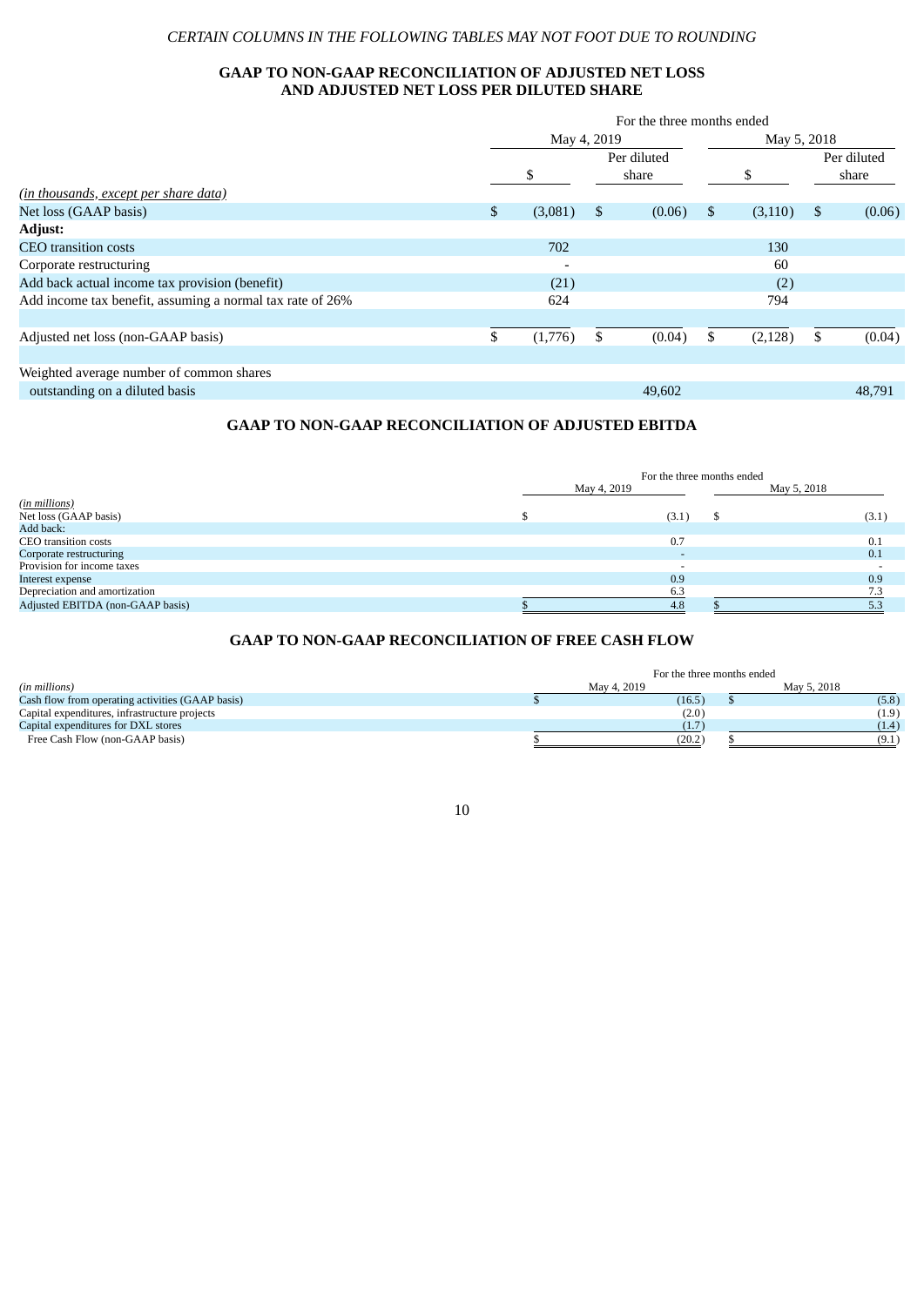*CERTAIN COLUMNS IN THE FOLLOWING TABLES MAY NOT FOOT DUE TO ROUNDING*

## GAAP TO NON-GAAP RECONCILIATION OF ADJUSTED NET LOSS AND ADJUSTED NET LOSS PER DILUTED SHARE

| | For the three months ended | | | |
|---|---|---|---|---|
| | May 4, 2019 | | May 5, 2018 | |
| *(in thousands, except per share data)* | $ | Per diluted share | $ | Per diluted share |
| Net loss (GAAP basis) | $ (3,081) | $ (0.06) | $ (3,110) | $ (0.06) |
| **Adjust:** | | | | |
| CEO transition costs | 702 | | 130 | |
| Corporate restructuring | - | | 60 | |
| Add back actual income tax provision (benefit) | (21) | | (2) | |
| Add income tax benefit, assuming a normal tax rate of 26% | 624 | | 794 | |
| Adjusted net loss (non-GAAP basis) | $ (1,776) | $ (0.04) | $ (2,128) | $ (0.04) |
| Weighted average number of common shares outstanding on a diluted basis | | 49,602 | | 48,791 |

## GAAP TO NON-GAAP RECONCILIATION OF ADJUSTED EBITDA

| | For the three months ended | |
|---|---|---|
| *(in millions)* | May 4, 2019 | May 5, 2018 |
| Net loss (GAAP basis) | $ (3.1) | $ (3.1) |
| Add back: | | |
| CEO transition costs | 0.7 | 0.1 |
| Corporate restructuring | - | 0.1 |
| Provision for income taxes | - | - |
| Interest expense | 0.9 | 0.9 |
| Depreciation and amortization | 6.3 | 7.3 |
| Adjusted EBITDA (non-GAAP basis) | $ 4.8 | $ 5.3 |

## GAAP TO NON-GAAP RECONCILIATION OF FREE CASH FLOW

| | For the three months ended | |
|---|---|---|
| *(in millions)* | May 4, 2019 | May 5, 2018 |
| Cash flow from operating activities (GAAP basis) | $ (16.5) | $ (5.8) |
| Capital expenditures, infrastructure projects | (2.0) | (1.9) |
| Capital expenditures for DXL stores | (1.7) | (1.4) |
| Free Cash Flow (non-GAAP basis) | $ (20.2) | $ (9.1) |